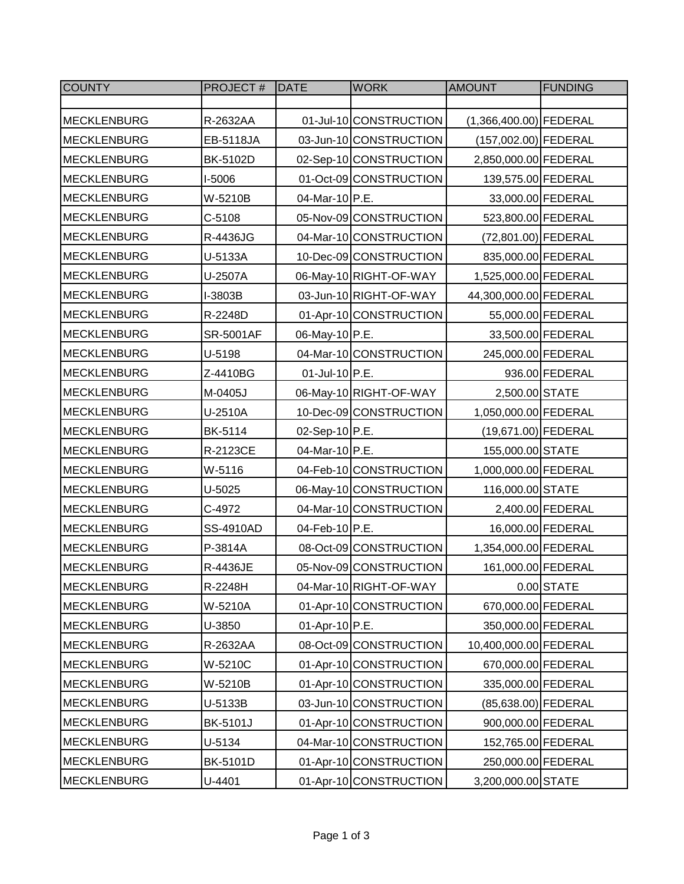| COUNTY | PROJECT # | DATE | WORK | AMOUNT | FUNDING |
|---|---|---|---|---|---|
| | | | | | |
| MECKLENBURG | R-2632AA | 01-Jul-10 | CONSTRUCTION | (1,366,400.00) | FEDERAL |
| MECKLENBURG | EB-5118JA | 03-Jun-10 | CONSTRUCTION | (157,002.00) | FEDERAL |
| MECKLENBURG | BK-5102D | 02-Sep-10 | CONSTRUCTION | 2,850,000.00 | FEDERAL |
| MECKLENBURG | I-5006 | 01-Oct-09 | CONSTRUCTION | 139,575.00 | FEDERAL |
| MECKLENBURG | W-5210B | 04-Mar-10 | P.E. | 33,000.00 | FEDERAL |
| MECKLENBURG | C-5108 | 05-Nov-09 | CONSTRUCTION | 523,800.00 | FEDERAL |
| MECKLENBURG | R-4436JG | 04-Mar-10 | CONSTRUCTION | (72,801.00) | FEDERAL |
| MECKLENBURG | U-5133A | 10-Dec-09 | CONSTRUCTION | 835,000.00 | FEDERAL |
| MECKLENBURG | U-2507A | 06-May-10 | RIGHT-OF-WAY | 1,525,000.00 | FEDERAL |
| MECKLENBURG | I-3803B | 03-Jun-10 | RIGHT-OF-WAY | 44,300,000.00 | FEDERAL |
| MECKLENBURG | R-2248D | 01-Apr-10 | CONSTRUCTION | 55,000.00 | FEDERAL |
| MECKLENBURG | SR-5001AF | 06-May-10 | P.E. | 33,500.00 | FEDERAL |
| MECKLENBURG | U-5198 | 04-Mar-10 | CONSTRUCTION | 245,000.00 | FEDERAL |
| MECKLENBURG | Z-4410BG | 01-Jul-10 | P.E. | 936.00 | FEDERAL |
| MECKLENBURG | M-0405J | 06-May-10 | RIGHT-OF-WAY | 2,500.00 | STATE |
| MECKLENBURG | U-2510A | 10-Dec-09 | CONSTRUCTION | 1,050,000.00 | FEDERAL |
| MECKLENBURG | BK-5114 | 02-Sep-10 | P.E. | (19,671.00) | FEDERAL |
| MECKLENBURG | R-2123CE | 04-Mar-10 | P.E. | 155,000.00 | STATE |
| MECKLENBURG | W-5116 | 04-Feb-10 | CONSTRUCTION | 1,000,000.00 | FEDERAL |
| MECKLENBURG | U-5025 | 06-May-10 | CONSTRUCTION | 116,000.00 | STATE |
| MECKLENBURG | C-4972 | 04-Mar-10 | CONSTRUCTION | 2,400.00 | FEDERAL |
| MECKLENBURG | SS-4910AD | 04-Feb-10 | P.E. | 16,000.00 | FEDERAL |
| MECKLENBURG | P-3814A | 08-Oct-09 | CONSTRUCTION | 1,354,000.00 | FEDERAL |
| MECKLENBURG | R-4436JE | 05-Nov-09 | CONSTRUCTION | 161,000.00 | FEDERAL |
| MECKLENBURG | R-2248H | 04-Mar-10 | RIGHT-OF-WAY | 0.00 | STATE |
| MECKLENBURG | W-5210A | 01-Apr-10 | CONSTRUCTION | 670,000.00 | FEDERAL |
| MECKLENBURG | U-3850 | 01-Apr-10 | P.E. | 350,000.00 | FEDERAL |
| MECKLENBURG | R-2632AA | 08-Oct-09 | CONSTRUCTION | 10,400,000.00 | FEDERAL |
| MECKLENBURG | W-5210C | 01-Apr-10 | CONSTRUCTION | 670,000.00 | FEDERAL |
| MECKLENBURG | W-5210B | 01-Apr-10 | CONSTRUCTION | 335,000.00 | FEDERAL |
| MECKLENBURG | U-5133B | 03-Jun-10 | CONSTRUCTION | (85,638.00) | FEDERAL |
| MECKLENBURG | BK-5101J | 01-Apr-10 | CONSTRUCTION | 900,000.00 | FEDERAL |
| MECKLENBURG | U-5134 | 04-Mar-10 | CONSTRUCTION | 152,765.00 | FEDERAL |
| MECKLENBURG | BK-5101D | 01-Apr-10 | CONSTRUCTION | 250,000.00 | FEDERAL |
| MECKLENBURG | U-4401 | 01-Apr-10 | CONSTRUCTION | 3,200,000.00 | STATE |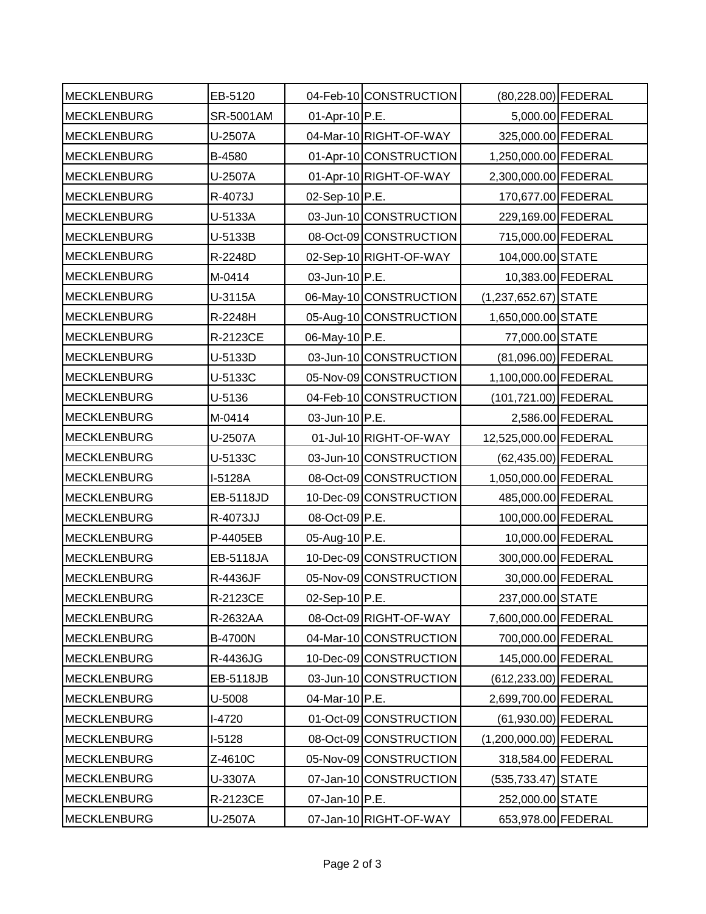| | | | | | |
|---|---|---|---|---|---|
| MECKLENBURG | EB-5120 | 04-Feb-10 | CONSTRUCTION | (80,228.00) | FEDERAL |
| MECKLENBURG | SR-5001AM | 01-Apr-10 | P.E. | 5,000.00 | FEDERAL |
| MECKLENBURG | U-2507A | 04-Mar-10 | RIGHT-OF-WAY | 325,000.00 | FEDERAL |
| MECKLENBURG | B-4580 | 01-Apr-10 | CONSTRUCTION | 1,250,000.00 | FEDERAL |
| MECKLENBURG | U-2507A | 01-Apr-10 | RIGHT-OF-WAY | 2,300,000.00 | FEDERAL |
| MECKLENBURG | R-4073J | 02-Sep-10 | P.E. | 170,677.00 | FEDERAL |
| MECKLENBURG | U-5133A | 03-Jun-10 | CONSTRUCTION | 229,169.00 | FEDERAL |
| MECKLENBURG | U-5133B | 08-Oct-09 | CONSTRUCTION | 715,000.00 | FEDERAL |
| MECKLENBURG | R-2248D | 02-Sep-10 | RIGHT-OF-WAY | 104,000.00 | STATE |
| MECKLENBURG | M-0414 | 03-Jun-10 | P.E. | 10,383.00 | FEDERAL |
| MECKLENBURG | U-3115A | 06-May-10 | CONSTRUCTION | (1,237,652.67) | STATE |
| MECKLENBURG | R-2248H | 05-Aug-10 | CONSTRUCTION | 1,650,000.00 | STATE |
| MECKLENBURG | R-2123CE | 06-May-10 | P.E. | 77,000.00 | STATE |
| MECKLENBURG | U-5133D | 03-Jun-10 | CONSTRUCTION | (81,096.00) | FEDERAL |
| MECKLENBURG | U-5133C | 05-Nov-09 | CONSTRUCTION | 1,100,000.00 | FEDERAL |
| MECKLENBURG | U-5136 | 04-Feb-10 | CONSTRUCTION | (101,721.00) | FEDERAL |
| MECKLENBURG | M-0414 | 03-Jun-10 | P.E. | 2,586.00 | FEDERAL |
| MECKLENBURG | U-2507A | 01-Jul-10 | RIGHT-OF-WAY | 12,525,000.00 | FEDERAL |
| MECKLENBURG | U-5133C | 03-Jun-10 | CONSTRUCTION | (62,435.00) | FEDERAL |
| MECKLENBURG | I-5128A | 08-Oct-09 | CONSTRUCTION | 1,050,000.00 | FEDERAL |
| MECKLENBURG | EB-5118JD | 10-Dec-09 | CONSTRUCTION | 485,000.00 | FEDERAL |
| MECKLENBURG | R-4073JJ | 08-Oct-09 | P.E. | 100,000.00 | FEDERAL |
| MECKLENBURG | P-4405EB | 05-Aug-10 | P.E. | 10,000.00 | FEDERAL |
| MECKLENBURG | EB-5118JA | 10-Dec-09 | CONSTRUCTION | 300,000.00 | FEDERAL |
| MECKLENBURG | R-4436JF | 05-Nov-09 | CONSTRUCTION | 30,000.00 | FEDERAL |
| MECKLENBURG | R-2123CE | 02-Sep-10 | P.E. | 237,000.00 | STATE |
| MECKLENBURG | R-2632AA | 08-Oct-09 | RIGHT-OF-WAY | 7,600,000.00 | FEDERAL |
| MECKLENBURG | B-4700N | 04-Mar-10 | CONSTRUCTION | 700,000.00 | FEDERAL |
| MECKLENBURG | R-4436JG | 10-Dec-09 | CONSTRUCTION | 145,000.00 | FEDERAL |
| MECKLENBURG | EB-5118JB | 03-Jun-10 | CONSTRUCTION | (612,233.00) | FEDERAL |
| MECKLENBURG | U-5008 | 04-Mar-10 | P.E. | 2,699,700.00 | FEDERAL |
| MECKLENBURG | I-4720 | 01-Oct-09 | CONSTRUCTION | (61,930.00) | FEDERAL |
| MECKLENBURG | I-5128 | 08-Oct-09 | CONSTRUCTION | (1,200,000.00) | FEDERAL |
| MECKLENBURG | Z-4610C | 05-Nov-09 | CONSTRUCTION | 318,584.00 | FEDERAL |
| MECKLENBURG | U-3307A | 07-Jan-10 | CONSTRUCTION | (535,733.47) | STATE |
| MECKLENBURG | R-2123CE | 07-Jan-10 | P.E. | 252,000.00 | STATE |
| MECKLENBURG | U-2507A | 07-Jan-10 | RIGHT-OF-WAY | 653,978.00 | FEDERAL |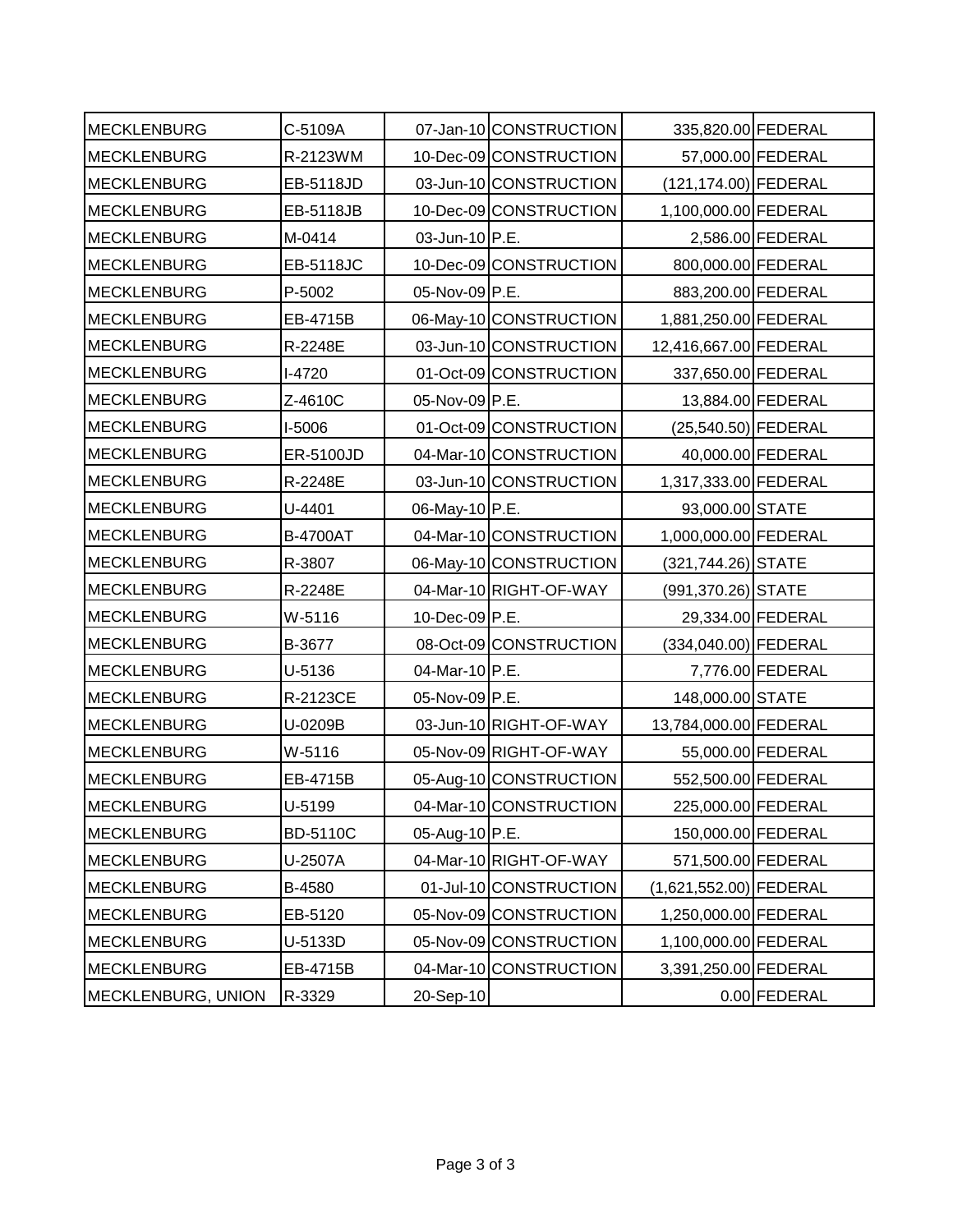| | | | | | |
|---|---|---|---|---|---|
| MECKLENBURG | C-5109A | 07-Jan-10 | CONSTRUCTION | 335,820.00 | FEDERAL |
| MECKLENBURG | R-2123WM | 10-Dec-09 | CONSTRUCTION | 57,000.00 | FEDERAL |
| MECKLENBURG | EB-5118JD | 03-Jun-10 | CONSTRUCTION | (121,174.00) | FEDERAL |
| MECKLENBURG | EB-5118JB | 10-Dec-09 | CONSTRUCTION | 1,100,000.00 | FEDERAL |
| MECKLENBURG | M-0414 | 03-Jun-10 | P.E. | 2,586.00 | FEDERAL |
| MECKLENBURG | EB-5118JC | 10-Dec-09 | CONSTRUCTION | 800,000.00 | FEDERAL |
| MECKLENBURG | P-5002 | 05-Nov-09 | P.E. | 883,200.00 | FEDERAL |
| MECKLENBURG | EB-4715B | 06-May-10 | CONSTRUCTION | 1,881,250.00 | FEDERAL |
| MECKLENBURG | R-2248E | 03-Jun-10 | CONSTRUCTION | 12,416,667.00 | FEDERAL |
| MECKLENBURG | I-4720 | 01-Oct-09 | CONSTRUCTION | 337,650.00 | FEDERAL |
| MECKLENBURG | Z-4610C | 05-Nov-09 | P.E. | 13,884.00 | FEDERAL |
| MECKLENBURG | I-5006 | 01-Oct-09 | CONSTRUCTION | (25,540.50) | FEDERAL |
| MECKLENBURG | ER-5100JD | 04-Mar-10 | CONSTRUCTION | 40,000.00 | FEDERAL |
| MECKLENBURG | R-2248E | 03-Jun-10 | CONSTRUCTION | 1,317,333.00 | FEDERAL |
| MECKLENBURG | U-4401 | 06-May-10 | P.E. | 93,000.00 | STATE |
| MECKLENBURG | B-4700AT | 04-Mar-10 | CONSTRUCTION | 1,000,000.00 | FEDERAL |
| MECKLENBURG | R-3807 | 06-May-10 | CONSTRUCTION | (321,744.26) | STATE |
| MECKLENBURG | R-2248E | 04-Mar-10 | RIGHT-OF-WAY | (991,370.26) | STATE |
| MECKLENBURG | W-5116 | 10-Dec-09 | P.E. | 29,334.00 | FEDERAL |
| MECKLENBURG | B-3677 | 08-Oct-09 | CONSTRUCTION | (334,040.00) | FEDERAL |
| MECKLENBURG | U-5136 | 04-Mar-10 | P.E. | 7,776.00 | FEDERAL |
| MECKLENBURG | R-2123CE | 05-Nov-09 | P.E. | 148,000.00 | STATE |
| MECKLENBURG | U-0209B | 03-Jun-10 | RIGHT-OF-WAY | 13,784,000.00 | FEDERAL |
| MECKLENBURG | W-5116 | 05-Nov-09 | RIGHT-OF-WAY | 55,000.00 | FEDERAL |
| MECKLENBURG | EB-4715B | 05-Aug-10 | CONSTRUCTION | 552,500.00 | FEDERAL |
| MECKLENBURG | U-5199 | 04-Mar-10 | CONSTRUCTION | 225,000.00 | FEDERAL |
| MECKLENBURG | BD-5110C | 05-Aug-10 | P.E. | 150,000.00 | FEDERAL |
| MECKLENBURG | U-2507A | 04-Mar-10 | RIGHT-OF-WAY | 571,500.00 | FEDERAL |
| MECKLENBURG | B-4580 | 01-Jul-10 | CONSTRUCTION | (1,621,552.00) | FEDERAL |
| MECKLENBURG | EB-5120 | 05-Nov-09 | CONSTRUCTION | 1,250,000.00 | FEDERAL |
| MECKLENBURG | U-5133D | 05-Nov-09 | CONSTRUCTION | 1,100,000.00 | FEDERAL |
| MECKLENBURG | EB-4715B | 04-Mar-10 | CONSTRUCTION | 3,391,250.00 | FEDERAL |
| MECKLENBURG, UNION | R-3329 | 20-Sep-10 | | 0.00 | FEDERAL |